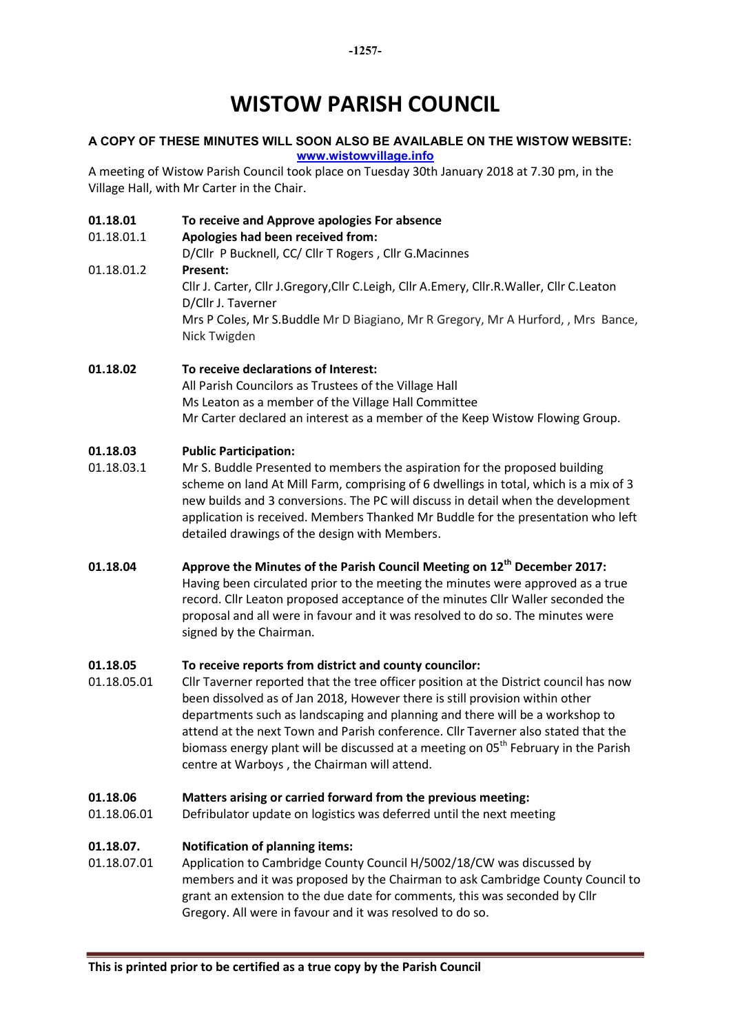# WISTOW PARISH COUNCIL

**A COPY OF THESE MINUTES WILL SOON ALSO BE AVAILABLE ON THE WISTOW WEBSITE: www.wistowvillage.info**

A meeting of Wistow Parish Council took place on Tuesday 30th January 2018 at 7.30 pm, in the Village Hall, with Mr Carter in the Chair.

**01.18.01 To receive and Approve apologies For absence**

01.18.01.1 **Apologies had been received from:**
D/Cllr P Bucknell, CC/ Cllr T Rogers , Cllr G.Macinnes

01.18.01.2 **Present:**
Cllr J. Carter, Cllr J.Gregory,Cllr C.Leigh, Cllr A.Emery, Cllr.R.Waller, Cllr C.Leaton
D/Cllr J. Taverner
Mrs P Coles, Mr S.Buddle Mr D Biagiano, Mr R Gregory, Mr A Hurford, , Mrs Bance, Nick Twigden

**01.18.02 To receive declarations of Interest:**
All Parish Councilors as Trustees of the Village Hall
Ms Leaton as a member of the Village Hall Committee
Mr Carter declared an interest as a member of the Keep Wistow Flowing Group.

**01.18.03 Public Participation:**

01.18.03.1 Mr S. Buddle Presented to members the aspiration for the proposed building scheme on land At Mill Farm, comprising of 6 dwellings in total, which is a mix of 3 new builds and 3 conversions. The PC will discuss in detail when the development application is received. Members Thanked Mr Buddle for the presentation who left detailed drawings of the design with Members.

**01.18.04 Approve the Minutes of the Parish Council Meeting on 12th December 2017:**
Having been circulated prior to the meeting the minutes were approved as a true record. Cllr Leaton proposed acceptance of the minutes Cllr Waller seconded the proposal and all were in favour and it was resolved to do so. The minutes were signed by the Chairman.

**01.18.05 To receive reports from district and county councilor:**

01.18.05.01 Cllr Taverner reported that the tree officer position at the District council has now been dissolved as of Jan 2018, However there is still provision within other departments such as landscaping and planning and there will be a workshop to attend at the next Town and Parish conference. Cllr Taverner also stated that the biomass energy plant will be discussed at a meeting on 05th February in the Parish centre at Warboys , the Chairman will attend.

**01.18.06 Matters arising or carried forward from the previous meeting:**

01.18.06.01 Defribulator update on logistics was deferred until the next meeting

**01.18.07. Notification of planning items:**

01.18.07.01 Application to Cambridge County Council H/5002/18/CW was discussed by members and it was proposed by the Chairman to ask Cambridge County Council to grant an extension to the due date for comments, this was seconded by Cllr Gregory. All were in favour and it was resolved to do so.

**This is printed prior to be certified as a true copy by the Parish Council**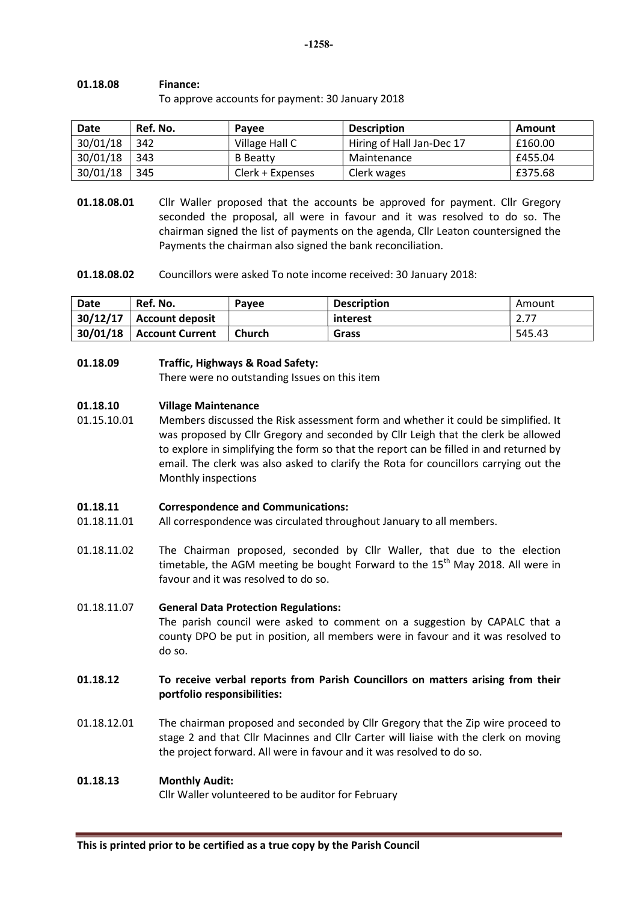**01.18.08 Finance:**

To approve accounts for payment: 30 January 2018

| Date | Ref. No. | Payee | Description | Amount |
|---|---|---|---|---|
| 30/01/18 | 342 | Village Hall C | Hiring of Hall Jan-Dec 17 | £160.00 |
| 30/01/18 | 343 | B Beatty | Maintenance | £455.04 |
| 30/01/18 | 345 | Clerk + Expenses | Clerk wages | £375.68 |

**01.18.08.01** Cllr Waller proposed that the accounts be approved for payment. Cllr Gregory seconded the proposal, all were in favour and it was resolved to do so. The chairman signed the list of payments on the agenda, Cllr Leaton countersigned the Payments the chairman also signed the bank reconciliation.

**01.18.08.02** Councillors were asked To note income received: 30 January 2018:

| Date | Ref. No. | Payee | Description | Amount |
|---|---|---|---|---|
| **30/12/17** | **Account deposit** | | **interest** | 2.77 |
| **30/01/18** | **Account Current** | **Church** | **Grass** | 545.43 |

**01.18.09 Traffic, Highways & Road Safety:**

There were no outstanding Issues on this item

**01.18.10 Village Maintenance**

01.15.10.01 Members discussed the Risk assessment form and whether it could be simplified. It was proposed by Cllr Gregory and seconded by Cllr Leigh that the clerk be allowed to explore in simplifying the form so that the report can be filled in and returned by email. The clerk was also asked to clarify the Rota for councillors carrying out the Monthly inspections

**01.18.11 Correspondence and Communications:**

01.18.11.01 All correspondence was circulated throughout January to all members.

01.18.11.02 The Chairman proposed, seconded by Cllr Waller, that due to the election timetable, the AGM meeting be bought Forward to the 15th May 2018. All were in favour and it was resolved to do so.

01.18.11.07 **General Data Protection Regulations:**

The parish council were asked to comment on a suggestion by CAPALC that a county DPO be put in position, all members were in favour and it was resolved to do so.

**01.18.12 To receive verbal reports from Parish Councillors on matters arising from their portfolio responsibilities:**

01.18.12.01 The chairman proposed and seconded by Cllr Gregory that the Zip wire proceed to stage 2 and that Cllr Macinnes and Cllr Carter will liaise with the clerk on moving the project forward. All were in favour and it was resolved to do so.

**01.18.13 Monthly Audit:**

Cllr Waller volunteered to be auditor for February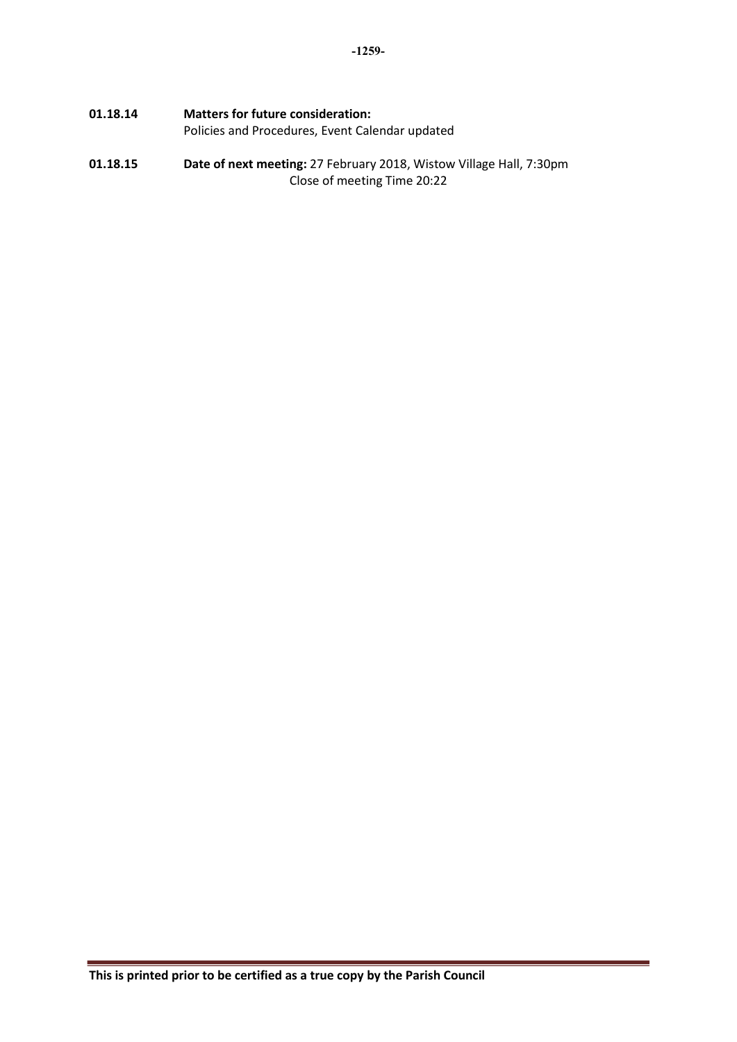**01.18.14** **Matters for future consideration:**
Policies and Procedures, Event Calendar updated

**01.18.15** **Date of next meeting:** 27 February 2018, Wistow Village Hall, 7:30pm
Close of meeting Time 20:22

**This is printed prior to be certified as a true copy by the Parish Council**